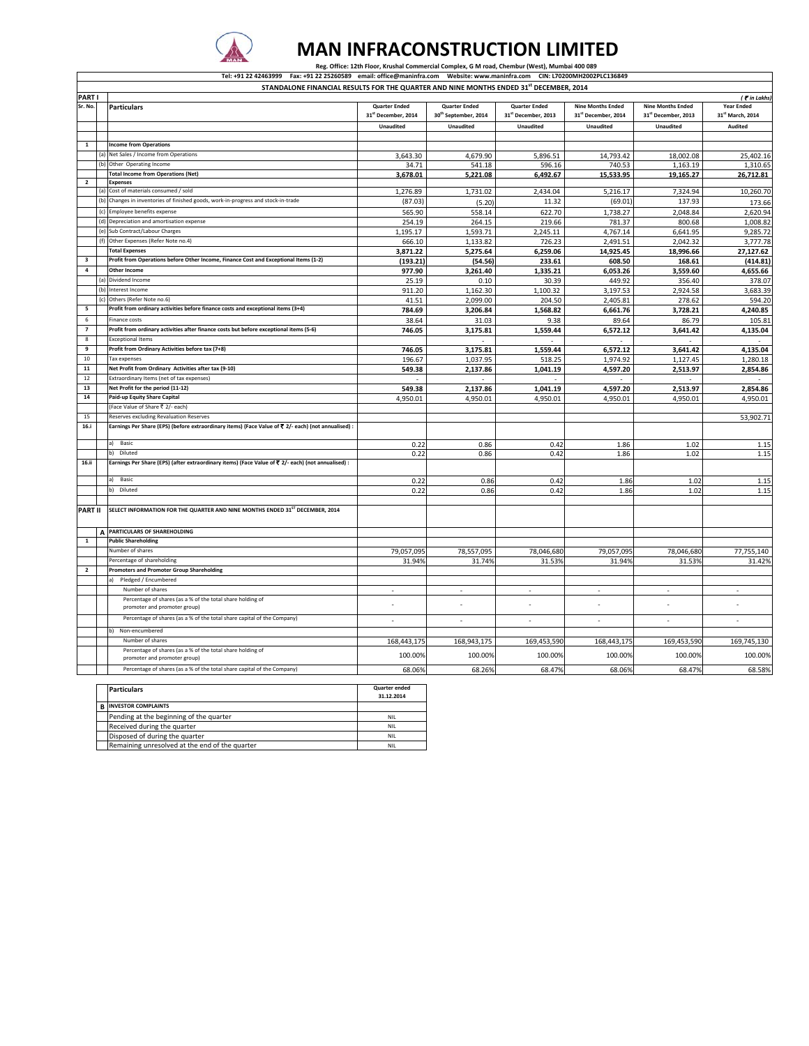# MAN INFRACONSTRUCTION LIMITED

Reg. Office: 12th Floor, Krushal Commercial Complex, G M road, Chembur (West), Mumbai 400 089

Tel: +91 22 42463999 Fax: +91 22 25260589 email: office@maninfra.com Website: www.maninfra.com CIN: L70200MH2002PLC136849

## STANDALONE FINANCIAL RESULTS FOR THE QUARTER AND NINE MONTHS ENDED 31st DECEMBER, 2014

**PART I** (₹ in Lakhs)

| Sr. No. | | Particulars | Quarter Ended 31st December, 2014 | Quarter Ended 30th September, 2014 | Quarter Ended 31st December, 2013 | Nine Months Ended 31st December, 2014 | Nine Months Ended 31st December, 2013 | Year Ended 31st March, 2014 |
|---|---|---|---|---|---|---|---|---|
| | | | Unaudited | Unaudited | Unaudited | Unaudited | Unaudited | Audited |
| 1 | | **Income from Operations** | | | | | | |
| | (a) | Net Sales / Income from Operations | 3,643.30 | 4,679.90 | 5,896.51 | 14,793.42 | 18,002.08 | 25,402.16 |
| | (b) | Other Operating Income | 34.71 | 541.18 | 596.16 | 740.53 | 1,163.19 | 1,310.65 |
| | | **Total Income from Operations (Net)** | **3,678.01** | **5,221.08** | **6,492.67** | **15,533.95** | **19,165.27** | **26,712.81** |
| 2 | | **Expenses** | | | | | | |
| | (a) | Cost of materials consumed / sold | 1,276.89 | 1,731.02 | 2,434.04 | 5,216.17 | 7,324.94 | 10,260.70 |
| | (b) | Changes in inventories of finished goods, work-in-progress and stock-in-trade | (87.03) | (5.20) | 11.32 | (69.01) | 137.93 | 173.66 |
| | (c) | Employee benefits expense | 565.90 | 558.14 | 622.70 | 1,738.27 | 2,048.84 | 2,620.94 |
| | (d) | Depreciation and amortisation expense | 254.19 | 264.15 | 219.66 | 781.37 | 800.68 | 1,008.82 |
| | (e) | Sub Contract/Labour Charges | 1,195.17 | 1,593.71 | 2,245.11 | 4,767.14 | 6,641.95 | 9,285.72 |
| | (f) | Other Expenses (Refer Note no.4) | 666.10 | 1,133.82 | 726.23 | 2,491.51 | 2,042.32 | 3,777.78 |
| | | **Total Expenses** | **3,871.22** | **5,275.64** | **6,259.06** | **14,925.45** | **18,996.66** | **27,127.62** |
| 3 | | **Profit from Operations before Other Income, Finance Cost and Exceptional Items (1-2)** | **(193.21)** | **(54.56)** | **233.61** | **608.50** | **168.61** | **(414.81)** |
| 4 | | **Other Income** | **977.90** | **3,261.40** | **1,335.21** | **6,053.26** | **3,559.60** | **4,655.66** |
| | (a) | Dividend Income | 25.19 | 0.10 | 30.39 | 449.92 | 356.40 | 378.07 |
| | (b) | Interest Income | 911.20 | 1,162.30 | 1,100.32 | 3,197.53 | 2,924.58 | 3,683.39 |
| | (c) | Others (Refer Note no.6) | 41.51 | 2,099.00 | 204.50 | 2,405.81 | 278.62 | 594.20 |
| 5 | | **Profit from ordinary activities before finance costs and exceptional items (3+4)** | **784.69** | **3,206.84** | **1,568.82** | **6,661.76** | **3,728.21** | **4,240.85** |
| 6 | | Finance costs | 38.64 | 31.03 | 9.38 | 89.64 | 86.79 | 105.81 |
| 7 | | **Profit from ordinary activities after finance costs but before exceptional items (5-6)** | **746.05** | **3,175.81** | **1,559.44** | **6,572.12** | **3,641.42** | **4,135.04** |
| 8 | | Exceptional Items | - | - | - | - | - | - |
| 9 | | **Profit from Ordinary Activities before tax (7+8)** | **746.05** | **3,175.81** | **1,559.44** | **6,572.12** | **3,641.42** | **4,135.04** |
| 10 | | Tax expenses | 196.67 | 1,037.95 | 518.25 | 1,974.92 | 1,127.45 | 1,280.18 |
| 11 | | **Net Profit from Ordinary Activities after tax (9-10)** | **549.38** | **2,137.86** | **1,041.19** | **4,597.20** | **2,513.97** | **2,854.86** |
| 12 | | Extraordinary Items (net of tax expenses) | - | - | - | - | - | - |
| 13 | | **Net Profit for the period (11-12)** | **549.38** | **2,137.86** | **1,041.19** | **4,597.20** | **2,513.97** | **2,854.86** |
| 14 | | **Paid-up Equity Share Capital** | 4,950.01 | 4,950.01 | 4,950.01 | 4,950.01 | 4,950.01 | 4,950.01 |
| | | (Face Value of Share ₹ 2/- each) | | | | | | |
| 15 | | Reserves excluding Revaluation Reserves | | | | | | 53,902.71 |
| 16.i | | **Earnings Per Share (EPS) (before extraordinary items) (Face Value of ₹ 2/- each) (not annualised) :** | | | | | | |
| | | a) Basic | 0.22 | 0.86 | 0.42 | 1.86 | 1.02 | 1.15 |
| | | b) Diluted | 0.22 | 0.86 | 0.42 | 1.86 | 1.02 | 1.15 |
| 16.ii | | **Earnings Per Share (EPS) (after extraordinary items) (Face Value of ₹ 2/- each) (not annualised) :** | | | | | | |
| | | a) Basic | 0.22 | 0.86 | 0.42 | 1.86 | 1.02 | 1.15 |
| | | b) Diluted | 0.22 | 0.86 | 0.42 | 1.86 | 1.02 | 1.15 |
| **PART II** | | **SELECT INFORMATION FOR THE QUARTER AND NINE MONTHS ENDED 31ST DECEMBER, 2014** | | | | | | |
| | A | **PARTICULARS OF SHAREHOLDING** | | | | | | |
| 1 | | **Public Shareholding** | | | | | | |
| | | Number of shares | 79,057,095 | 78,557,095 | 78,046,680 | 79,057,095 | 78,046,680 | 77,755,140 |
| | | Percentage of shareholding | 31.94% | 31.74% | 31.53% | 31.94% | 31.53% | 31.42% |
| 2 | | **Promoters and Promoter Group Shareholding** | | | | | | |
| | | a) Pledged / Encumbered | | | | | | |
| | | Number of shares | - | - | - | - | - | - |
| | | Percentage of shares (as a % of the total share holding of promoter and promoter group) | - | - | - | - | - | - |
| | | Percentage of shares (as a % of the total share capital of the Company) | - | - | - | - | - | - |
| | | b) Non-encumbered | | | | | | |
| | | Number of shares | 168,443,175 | 168,943,175 | 169,453,590 | 168,443,175 | 169,453,590 | 169,745,130 |
| | | Percentage of shares (as a % of the total share holding of promoter and promoter group) | 100.00% | 100.00% | 100.00% | 100.00% | 100.00% | 100.00% |
| | | Percentage of shares (as a % of the total share capital of the Company) | 68.06% | 68.26% | 68.47% | 68.06% | 68.47% | 68.58% |

| | Particulars | Quarter ended 31.12.2014 |
|---|---|---|
| B | **INVESTOR COMPLAINTS** | |
| | Pending at the beginning of the quarter | NIL |
| | Received during the quarter | NIL |
| | Disposed of during the quarter | NIL |
| | Remaining unresolved at the end of the quarter | NIL |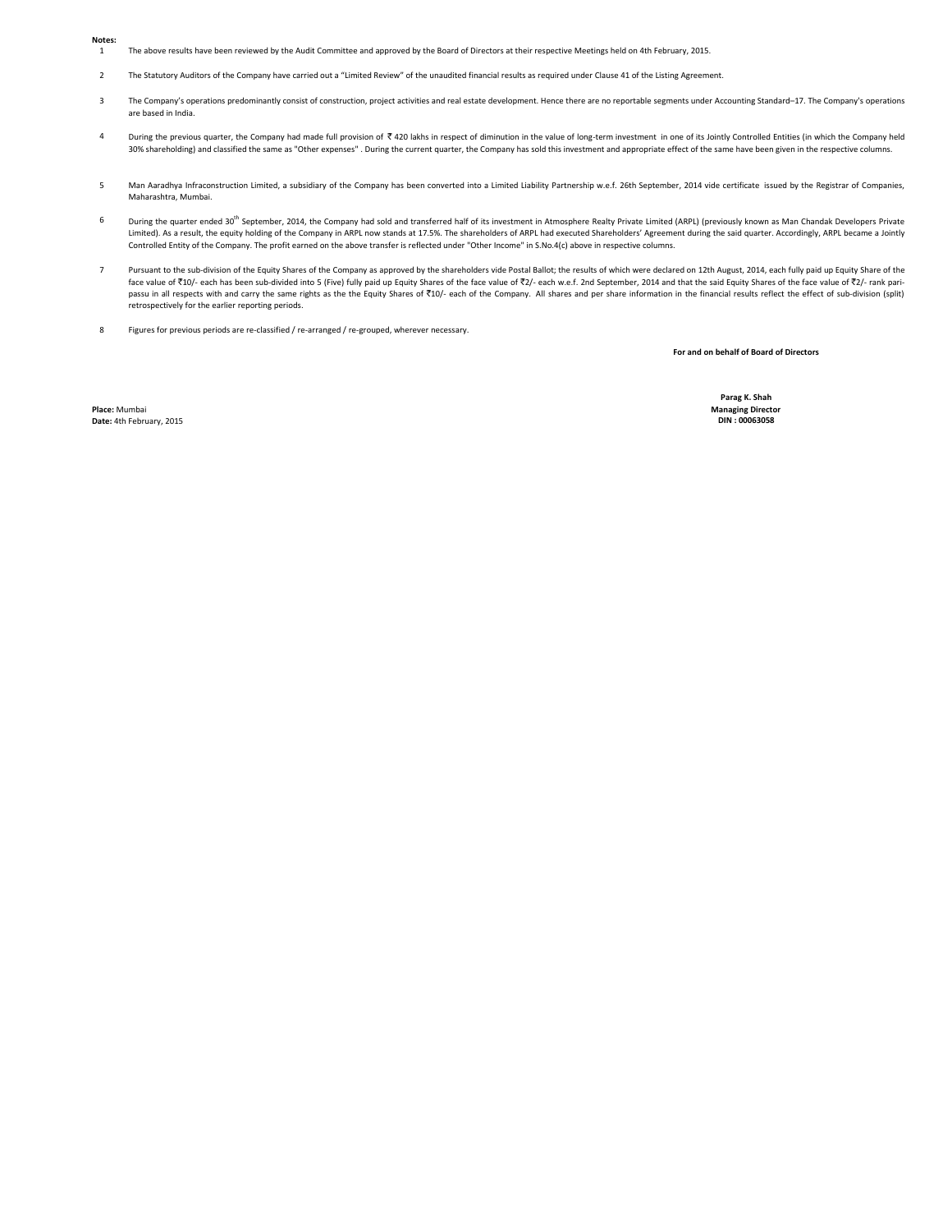**Notes:**

1. The above results have been reviewed by the Audit Committee and approved by the Board of Directors at their respective Meetings held on 4th February, 2015.

2. The Statutory Auditors of the Company have carried out a “Limited Review” of the unaudited financial results as required under Clause 41 of the Listing Agreement.

3. The Company's operations predominantly consist of construction, project activities and real estate development. Hence there are no reportable segments under Accounting Standard–17. The Company's operations are based in India.

4. During the previous quarter, the Company had made full provision of ₹ 420 lakhs in respect of diminution in the value of long-term investment in one of its Jointly Controlled Entities (in which the Company held 30% shareholding) and classified the same as "Other expenses" . During the current quarter, the Company has sold this investment and appropriate effect of the same have been given in the respective columns.

5. Man Aaradhya Infraconstruction Limited, a subsidiary of the Company has been converted into a Limited Liability Partnership w.e.f. 26th September, 2014 vide certificate issued by the Registrar of Companies, Maharashtra, Mumbai.

6. During the quarter ended 30th September, 2014, the Company had sold and transferred half of its investment in Atmosphere Realty Private Limited (ARPL) (previously known as Man Chandak Developers Private Limited). As a result, the equity holding of the Company in ARPL now stands at 17.5%. The shareholders of ARPL had executed Shareholders’ Agreement during the said quarter. Accordingly, ARPL became a Jointly Controlled Entity of the Company. The profit earned on the above transfer is reflected under "Other Income" in S.No.4(c) above in respective columns.

7. Pursuant to the sub-division of the Equity Shares of the Company as approved by the shareholders vide Postal Ballot; the results of which were declared on 12th August, 2014, each fully paid up Equity Share of the face value of ₹10/- each has been sub-divided into 5 (Five) fully paid up Equity Shares of the face value of ₹2/- each w.e.f. 2nd September, 2014 and that the said Equity Shares of the face value of ₹2/- rank pari-passu in all respects with and carry the same rights as the the Equity Shares of ₹10/- each of the Company. All shares and per share information in the financial results reflect the effect of sub-division (split) retrospectively for the earlier reporting periods.

8. Figures for previous periods are re-classified / re-arranged / re-grouped, wherever necessary.

**For and on behalf of Board of Directors**

**Parag K. Shah**
**Managing Director**
**DIN : 00063058**

**Place:** Mumbai
**Date:** 4th February, 2015